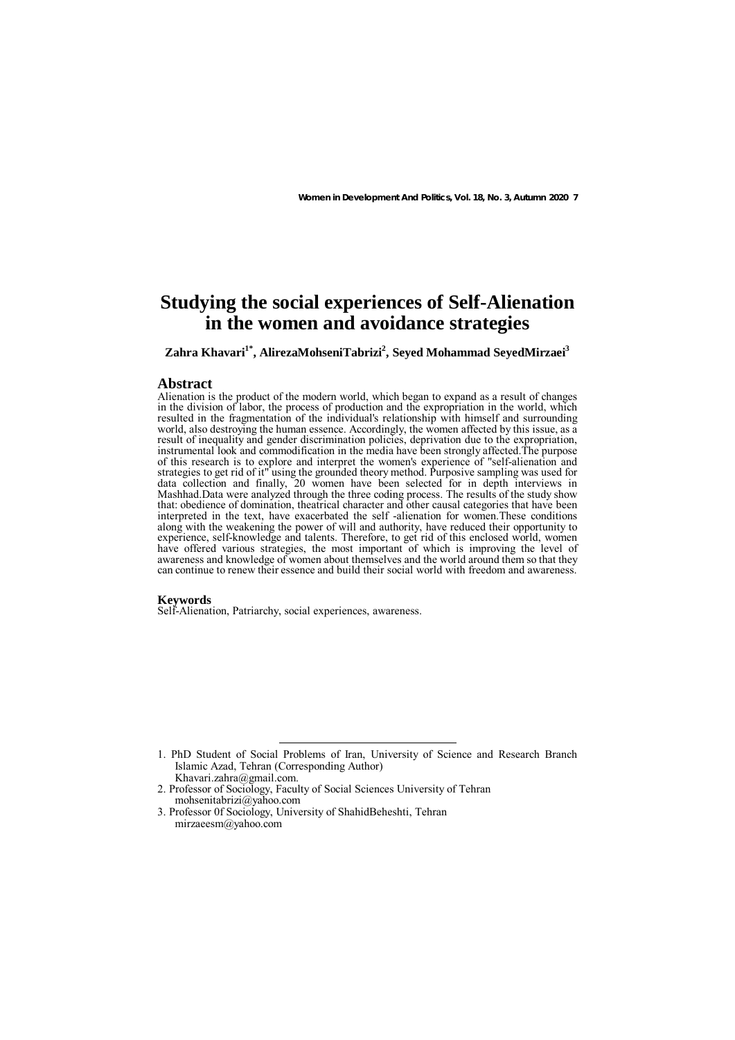# Studying the social experiences of Self-Alienation in the women and avoidance strategies

**Zahra Khavari[1*], AlirezaMohseniTabrizi[2], Seyed Mohammad SeyedMirzaei[3]**

## Abstract

Alienation is the product of the modern world, which began to expand as a result of changes in the division of labor, the process of production and the expropriation in the world, which resulted in the fragmentation of the individual's relationship with himself and surrounding world, also destroying the human essence. Accordingly, the women affected by this issue, as a result of inequality and gender discrimination policies, deprivation due to the expropriation, instrumental look and commodification in the media have been strongly affected.The purpose of this research is to explore and interpret the women's experience of "self-alienation and strategies to get rid of it" using the grounded theory method. Purposive sampling was used for data collection and finally, 20 women have been selected for in depth interviews in Mashhad.Data were analyzed through the three coding process. The results of the study show that: obedience of domination, theatrical character and other causal categories that have been interpreted in the text, have exacerbated the self -alienation for women.These conditions along with the weakening the power of will and authority, have reduced their opportunity to experience, self-knowledge and talents. Therefore, to get rid of this enclosed world, women have offered various strategies, the most important of which is improving the level of awareness and knowledge of women about themselves and the world around them so that they can continue to renew their essence and build their social world with freedom and awareness.

### Keywords

Self-Alienation, Patriarchy, social experiences, awareness.

---

1. PhD Student of Social Problems of Iran, University of Science and Research Branch Islamic Azad, Tehran (Corresponding Author)
   Khavari.zahra@gmail.com.
2. Professor of Sociology, Faculty of Social Sciences University of Tehran
   mohsenitabrizi@yahoo.com
3. Professor 0f Sociology, University of ShahidBeheshti, Tehran
   mirzaeesm@yahoo.com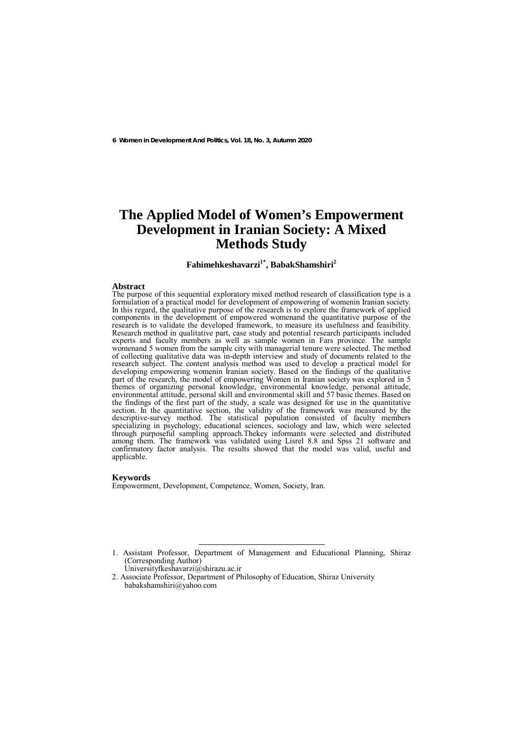# The Applied Model of Women's Empowerment Development in Iranian Society: A Mixed Methods Study

**Fahimehkeshavarzi[1*], BabakShamshiri[2]**

## Abstract

The purpose of this sequential exploratory mixed method research of classification type is a formulation of a practical model for development of empowering of womenin Iranian society. In this regard, the qualitative purpose of the research is to explore the framework of applied components in the development of empowered womenand the quantitative purpose of the research is to validate the developed framework, to measure its usefulness and feasibility. Research method in qualitative part, case study and potential research participants included experts and faculty members as well as sample women in Fars province. The sample womenand 5 women from the sample city with managerial tenure were selected. The method of collecting qualitative data was in-depth interview and study of documents related to the research subject. The content analysis method was used to develop a practical model for developing empowering womenin Iranian society. Based on the findings of the qualitative part of the research, the model of empowering Women in Iranian society was explored in 5 themes of organizing personal knowledge, environmental knowledge, personal attitude, environmental attitude, personal skill and environmental skill and 57 basic themes. Based on the findings of the first part of the study, a scale was designed for use in the quantitative section. In the quantitative section, the validity of the framework was measured by the descriptive-survey method. The statistical population consisted of faculty members specializing in psychology, educational sciences, sociology and law, which were selected through purposeful sampling approach.Thekey informants were selected and distributed among them. The framework was validated using Lisrel 8.8 and Spss 21 software and confirmatory factor analysis. The results showed that the model was valid, useful and applicable.

## Keywords

Empowerment, Development, Competence, Women, Society, Iran.

---

1. Assistant Professor, Department of Management and Educational Planning, Shiraz (Corresponding Author)
   Universityfkeshavarzi@shirazu.ac.ir
2. Associate Professor, Department of Philosophy of Education, Shiraz University
   babakshamshiri@yahoo.com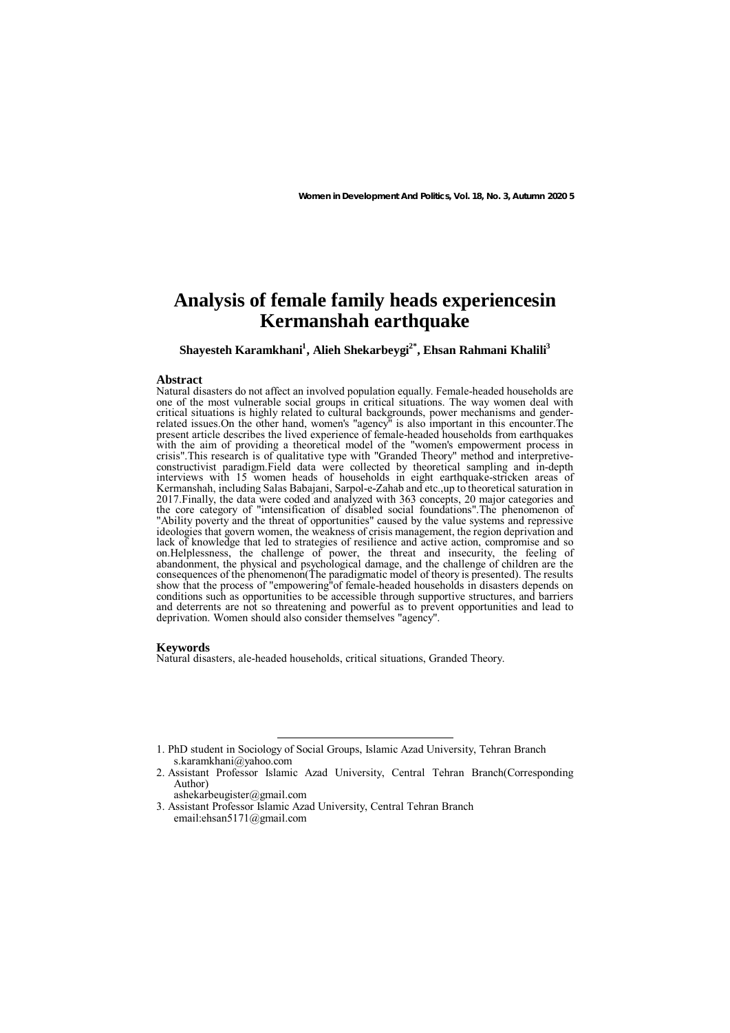# Analysis of female family heads experiencesin Kermanshah earthquake

**Shayesteh Karamkhani[1], Alieh Shekarbeygi[2*], Ehsan Rahmani Khalili[3]**

## Abstract

Natural disasters do not affect an involved population equally. Female-headed households are one of the most vulnerable social groups in critical situations. The way women deal with critical situations is highly related to cultural backgrounds, power mechanisms and gender-related issues.On the other hand, women's "agency" is also important in this encounter.The present article describes the lived experience of female-headed households from earthquakes with the aim of providing a theoretical model of the "women's empowerment process in crisis".This research is of qualitative type with "Granded Theory" method and interpretive-constructivist paradigm.Field data were collected by theoretical sampling and in-depth interviews with 15 women heads of households in eight earthquake-stricken areas of Kermanshah, including Salas Babajani, Sarpol-e-Zahab and etc.,up to theoretical saturation in 2017.Finally, the data were coded and analyzed with 363 concepts, 20 major categories and the core category of "intensification of disabled social foundations".The phenomenon of "Ability poverty and the threat of opportunities" caused by the value systems and repressive ideologies that govern women, the weakness of crisis management, the region deprivation and lack of knowledge that led to strategies of resilience and active action, compromise and so on.Helplessness, the challenge of power, the threat and insecurity, the feeling of abandonment, the physical and psychological damage, and the challenge of children are the consequences of the phenomenon(The paradigmatic model of theory is presented). The results show that the process of "empowering"of female-headed households in disasters depends on conditions such as opportunities to be accessible through supportive structures, and barriers and deterrents are not so threatening and powerful as to prevent opportunities and lead to deprivation. Women should also consider themselves "agency".

## Keywords

Natural disasters, ale-headed households, critical situations, Granded Theory.

---

1. PhD student in Sociology of Social Groups, Islamic Azad University, Tehran Branch
   s.karamkhani@yahoo.com
2. Assistant Professor Islamic Azad University, Central Tehran Branch(Corresponding Author)
   ashekarbeugister@gmail.com
3. Assistant Professor Islamic Azad University, Central Tehran Branch
   email:ehsan5171@gmail.com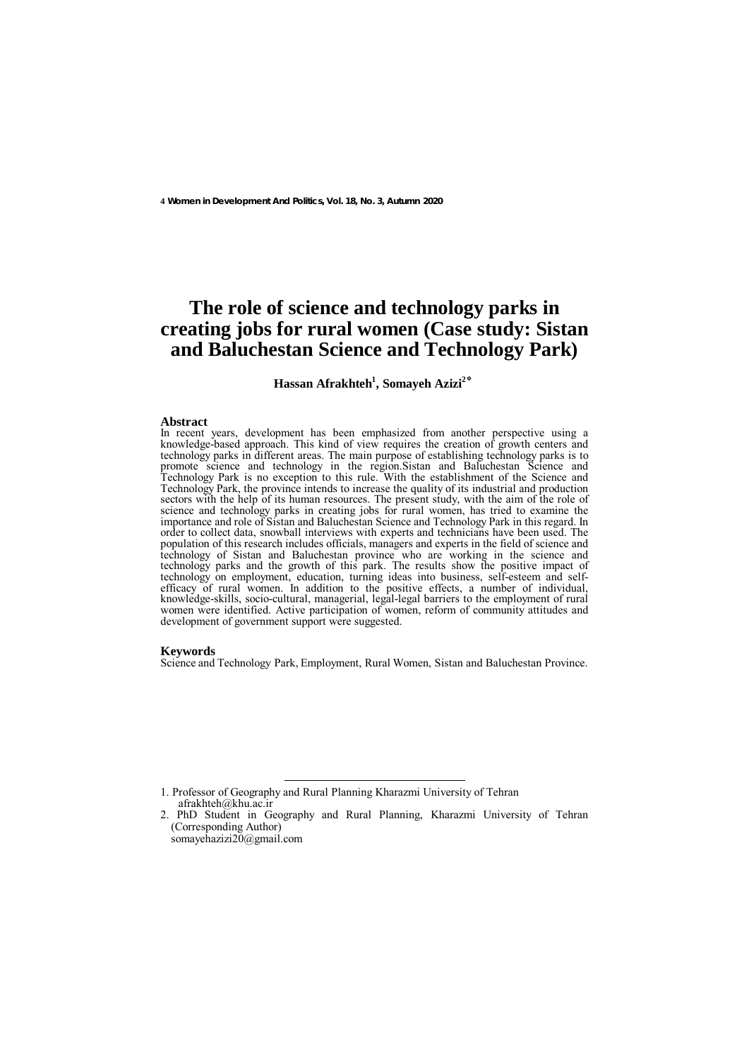# The role of science and technology parks in creating jobs for rural women (Case study: Sistan and Baluchestan Science and Technology Park)

**Hassan Afrakhteh[1], Somayeh Azizi[2*]**

## Abstract

In recent years, development has been emphasized from another perspective using a knowledge-based approach. This kind of view requires the creation of growth centers and technology parks in different areas. The main purpose of establishing technology parks is to promote science and technology in the region.Sistan and Baluchestan Science and Technology Park is no exception to this rule. With the establishment of the Science and Technology Park, the province intends to increase the quality of its industrial and production sectors with the help of its human resources. The present study, with the aim of the role of science and technology parks in creating jobs for rural women, has tried to examine the importance and role of Sistan and Baluchestan Science and Technology Park in this regard. In order to collect data, snowball interviews with experts and technicians have been used. The population of this research includes officials, managers and experts in the field of science and technology of Sistan and Baluchestan province who are working in the science and technology parks and the growth of this park. The results show the positive impact of technology on employment, education, turning ideas into business, self-esteem and self-efficacy of rural women. In addition to the positive effects, a number of individual, knowledge-skills, socio-cultural, managerial, legal-legal barriers to the employment of rural women were identified. Active participation of women, reform of community attitudes and development of government support were suggested.

## Keywords

Science and Technology Park, Employment, Rural Women, Sistan and Baluchestan Province.

---

1. Professor of Geography and Rural Planning Kharazmi University of Tehran
   afrakhteh@khu.ac.ir
2. PhD Student in Geography and Rural Planning, Kharazmi University of Tehran (Corresponding Author)
   somayehazizi20@gmail.com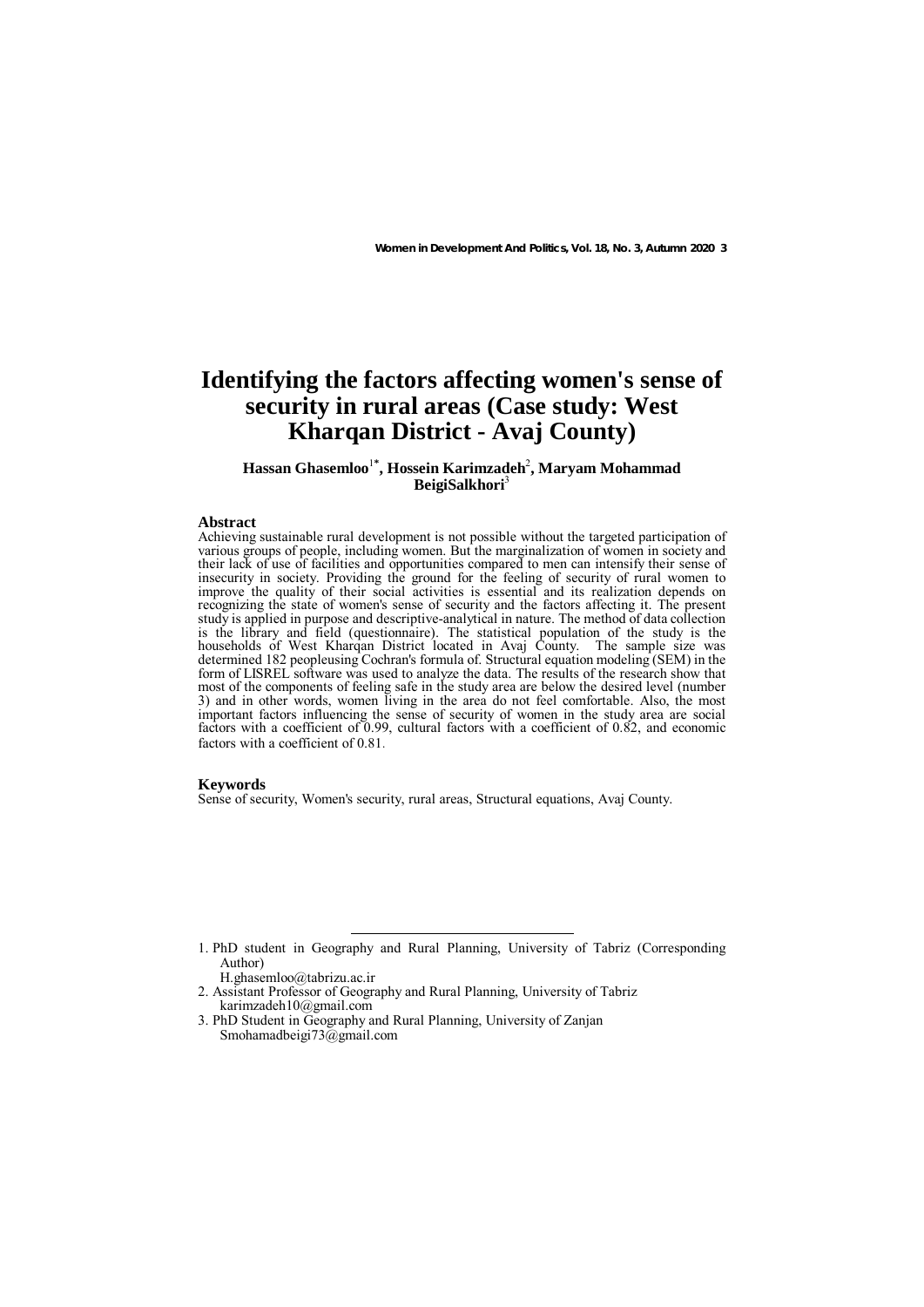# Identifying the factors affecting women's sense of security in rural areas (Case study: West Kharqan District - Avaj County)

**Hassan Ghasemloo[1*], Hossein Karimzadeh[2], Maryam Mohammad BeigiSalkhori[3]**

## Abstract

Achieving sustainable rural development is not possible without the targeted participation of various groups of people, including women. But the marginalization of women in society and their lack of use of facilities and opportunities compared to men can intensify their sense of insecurity in society. Providing the ground for the feeling of security of rural women to improve the quality of their social activities is essential and its realization depends on recognizing the state of women's sense of security and the factors affecting it. The present study is applied in purpose and descriptive-analytical in nature. The method of data collection is the library and field (questionnaire). The statistical population of the study is the households of West Kharqan District located in Avaj County. The sample size was determined 182 peopleusing Cochran's formula of. Structural equation modeling (SEM) in the form of LISREL software was used to analyze the data. The results of the research show that most of the components of feeling safe in the study area are below the desired level (number 3) and in other words, women living in the area do not feel comfortable. Also, the most important factors influencing the sense of security of women in the study area are social factors with a coefficient of 0.99, cultural factors with a coefficient of 0.82, and economic factors with a coefficient of 0.81.

## Keywords

Sense of security, Women's security, rural areas, Structural equations, Avaj County.

---

1. PhD student in Geography and Rural Planning, University of Tabriz (Corresponding Author)
   H.ghasemloo@tabrizu.ac.ir
2. Assistant Professor of Geography and Rural Planning, University of Tabriz
   karimzadeh10@gmail.com
3. PhD Student in Geography and Rural Planning, University of Zanjan
   Smohamadbeigi73@gmail.com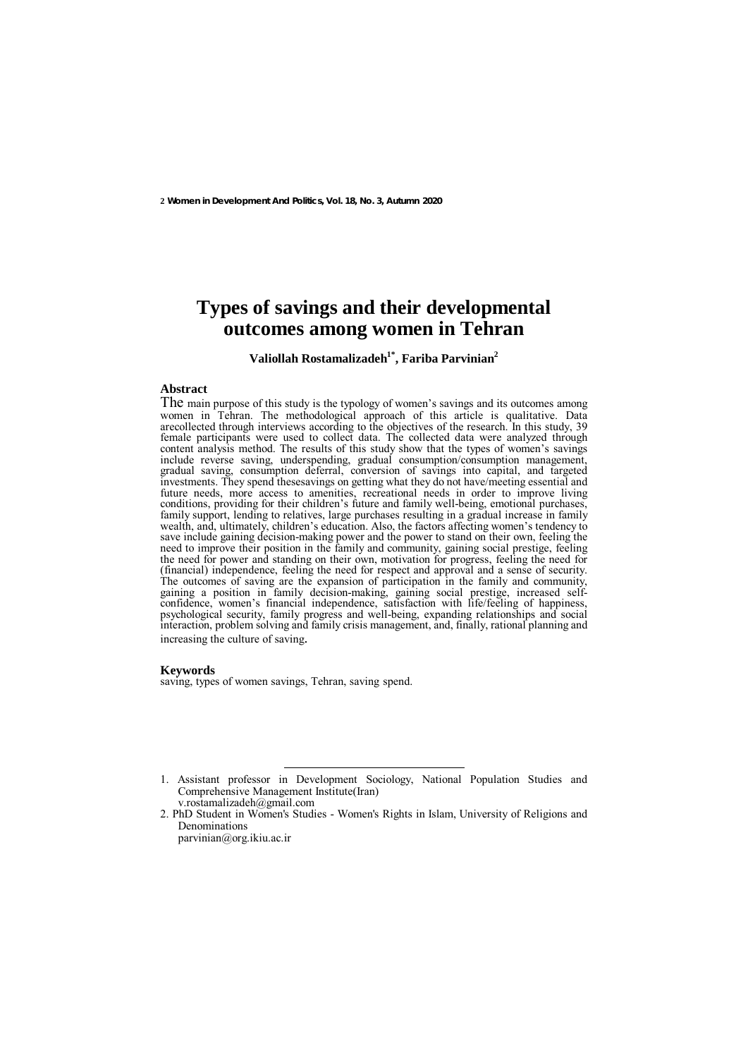# Types of savings and their developmental outcomes among women in Tehran

**Valiollah Rostamalizadeh[1*], Fariba Parvinian[2]**

## Abstract

The main purpose of this study is the typology of women's savings and its outcomes among women in Tehran. The methodological approach of this article is qualitative. Data arecollected through interviews according to the objectives of the research. In this study, 39 female participants were used to collect data. The collected data were analyzed through content analysis method. The results of this study show that the types of women's savings include reverse saving, underspending, gradual consumption/consumption management, gradual saving, consumption deferral, conversion of savings into capital, and targeted investments. They spend thesesavings on getting what they do not have/meeting essential and future needs, more access to amenities, recreational needs in order to improve living conditions, providing for their children's future and family well-being, emotional purchases, family support, lending to relatives, large purchases resulting in a gradual increase in family wealth, and, ultimately, children's education. Also, the factors affecting women's tendency to save include gaining decision-making power and the power to stand on their own, feeling the need to improve their position in the family and community, gaining social prestige, feeling the need for power and standing on their own, motivation for progress, feeling the need for (financial) independence, feeling the need for respect and approval and a sense of security. The outcomes of saving are the expansion of participation in the family and community, gaining a position in family decision-making, gaining social prestige, increased self-confidence, women's financial independence, satisfaction with life/feeling of happiness, psychological security, family progress and well-being, expanding relationships and social interaction, problem solving and family crisis management, and, finally, rational planning and increasing the culture of saving.

## Keywords

saving, types of women savings, Tehran, saving spend.

---

1. Assistant professor in Development Sociology, National Population Studies and Comprehensive Management Institute(Iran)
   v.rostamalizadeh@gmail.com
2. PhD Student in Women's Studies - Women's Rights in Islam, University of Religions and Denominations
   parvinian@org.ikiu.ac.ir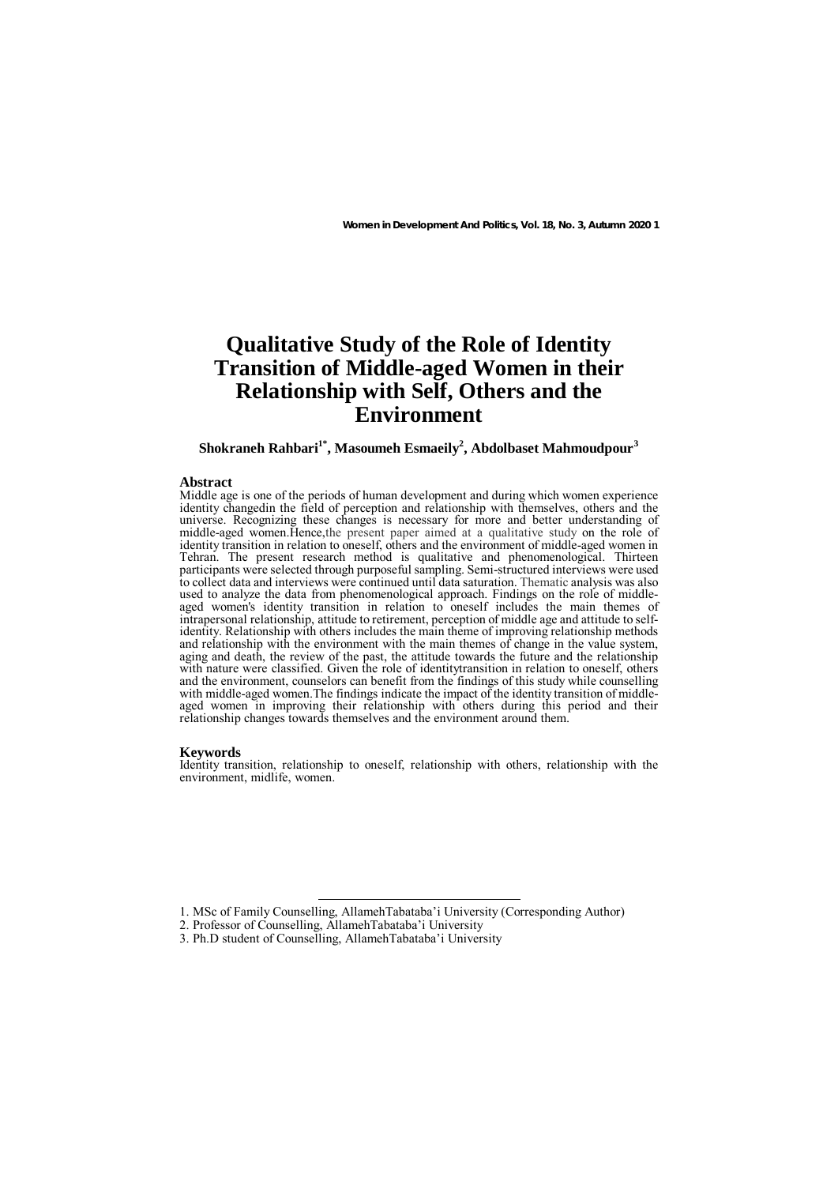# Qualitative Study of the Role of Identity Transition of Middle-aged Women in their Relationship with Self, Others and the Environment

**Shokraneh Rahbari[1*], Masoumeh Esmaeily[2], Abdolbaset Mahmoudpour[3]**

## Abstract

Middle age is one of the periods of human development and during which women experience identity changedin the field of perception and relationship with themselves, others and the universe. Recognizing these changes is necessary for more and better understanding of middle-aged women.Hence,the present paper aimed at a qualitative study on the role of identity transition in relation to oneself, others and the environment of middle-aged women in Tehran. The present research method is qualitative and phenomenological. Thirteen participants were selected through purposeful sampling. Semi-structured interviews were used to collect data and interviews were continued until data saturation. Thematic analysis was also used to analyze the data from phenomenological approach. Findings on the role of middle-aged women's identity transition in relation to oneself includes the main themes of intrapersonal relationship, attitude to retirement, perception of middle age and attitude to self-identity. Relationship with others includes the main theme of improving relationship methods and relationship with the environment with the main themes of change in the value system, aging and death, the review of the past, the attitude towards the future and the relationship with nature were classified. Given the role of identitytransition in relation to oneself, others and the environment, counselors can benefit from the findings of this study while counselling with middle-aged women.The findings indicate the impact of the identity transition of middle-aged women in improving their relationship with others during this period and their relationship changes towards themselves and the environment around them.

## Keywords

Identity transition, relationship to oneself, relationship with others, relationship with the environment, midlife, women.

---

1. MSc of Family Counselling, AllamehTabataba'i University (Corresponding Author)
2. Professor of Counselling, AllamehTabataba'i University
3. Ph.D student of Counselling, AllamehTabataba'i University